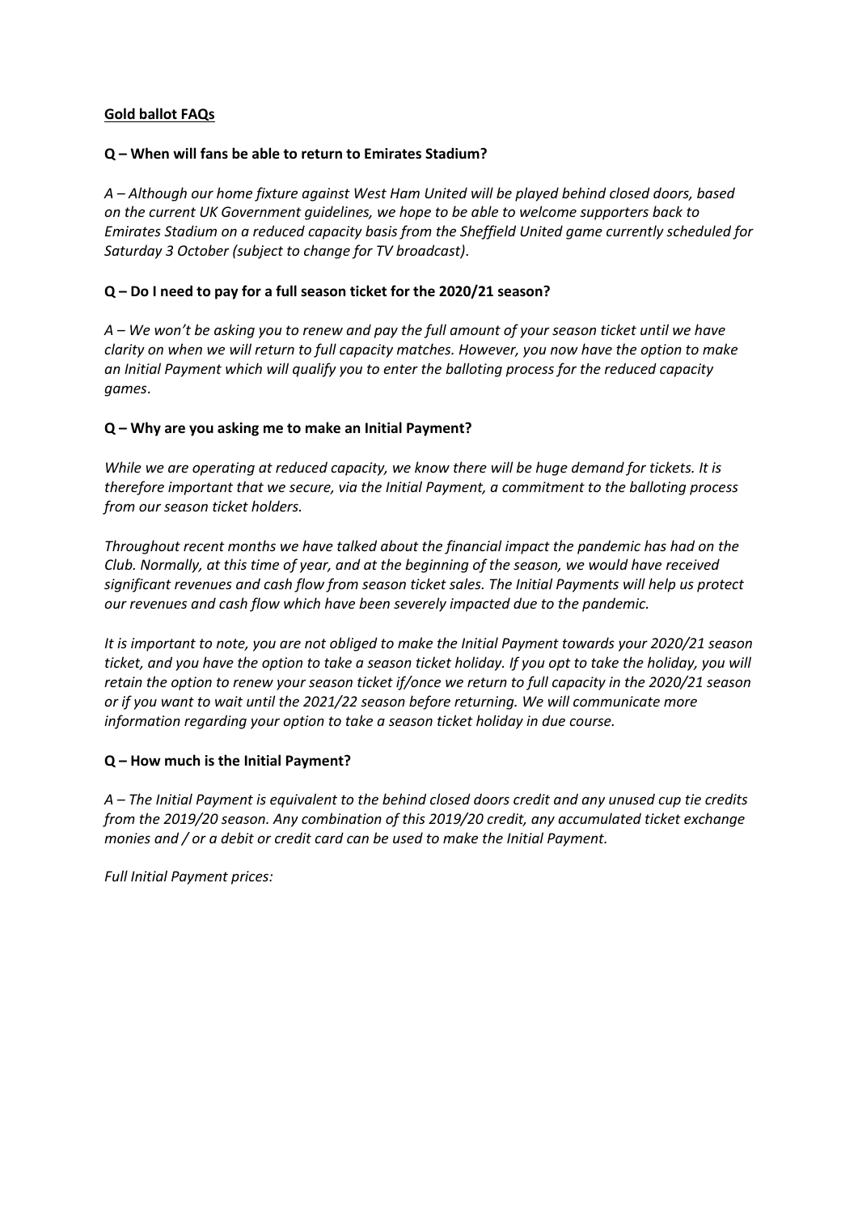**Gold ballot FAQs**

**Q – When will fans be able to return to Emirates Stadium?**

*A – Although our home fixture against West Ham United will be played behind closed doors, based on the current UK Government guidelines, we hope to be able to welcome supporters back to Emirates Stadium on a reduced capacity basis from the Sheffield United game currently scheduled for Saturday 3 October (subject to change for TV broadcast).*

**Q – Do I need to pay for a full season ticket for the 2020/21 season?**

*A – We won't be asking you to renew and pay the full amount of your season ticket until we have clarity on when we will return to full capacity matches. However, you now have the option to make an Initial Payment which will qualify you to enter the balloting process for the reduced capacity games.*

**Q – Why are you asking me to make an Initial Payment?**

*While we are operating at reduced capacity, we know there will be huge demand for tickets. It is therefore important that we secure, via the Initial Payment, a commitment to the balloting process from our season ticket holders.*

*Throughout recent months we have talked about the financial impact the pandemic has had on the Club. Normally, at this time of year, and at the beginning of the season, we would have received significant revenues and cash flow from season ticket sales. The Initial Payments will help us protect our revenues and cash flow which have been severely impacted due to the pandemic.*

*It is important to note, you are not obliged to make the Initial Payment towards your 2020/21 season ticket, and you have the option to take a season ticket holiday. If you opt to take the holiday, you will retain the option to renew your season ticket if/once we return to full capacity in the 2020/21 season or if you want to wait until the 2021/22 season before returning. We will communicate more information regarding your option to take a season ticket holiday in due course.*

**Q – How much is the Initial Payment?**

*A – The Initial Payment is equivalent to the behind closed doors credit and any unused cup tie credits from the 2019/20 season. Any combination of this 2019/20 credit, any accumulated ticket exchange monies and / or a debit or credit card can be used to make the Initial Payment.*

*Full Initial Payment prices:*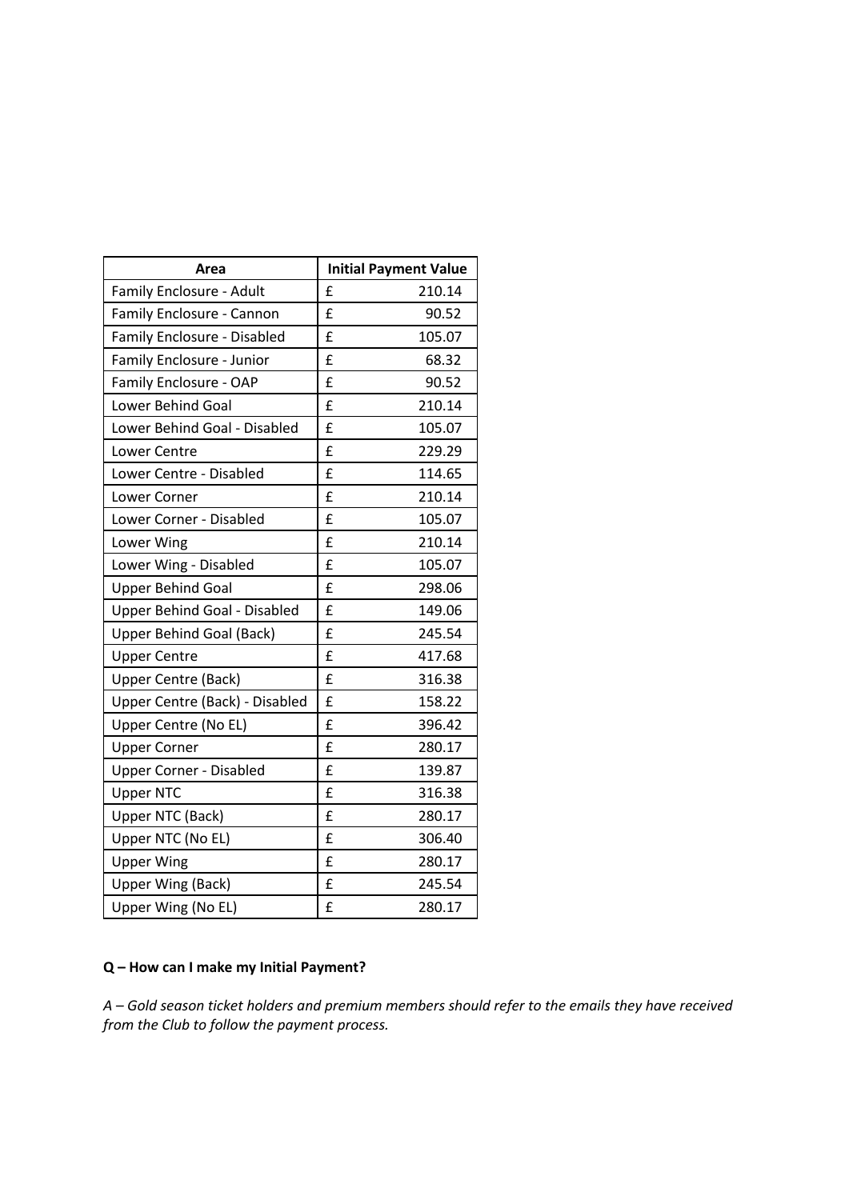| Area | Initial Payment Value |
| --- | --- |
| Family Enclosure - Adult | £ 210.14 |
| Family Enclosure - Cannon | £ 90.52 |
| Family Enclosure - Disabled | £ 105.07 |
| Family Enclosure - Junior | £ 68.32 |
| Family Enclosure - OAP | £ 90.52 |
| Lower Behind Goal | £ 210.14 |
| Lower Behind Goal - Disabled | £ 105.07 |
| Lower Centre | £ 229.29 |
| Lower Centre - Disabled | £ 114.65 |
| Lower Corner | £ 210.14 |
| Lower Corner - Disabled | £ 105.07 |
| Lower Wing | £ 210.14 |
| Lower Wing - Disabled | £ 105.07 |
| Upper Behind Goal | £ 298.06 |
| Upper Behind Goal - Disabled | £ 149.06 |
| Upper Behind Goal (Back) | £ 245.54 |
| Upper Centre | £ 417.68 |
| Upper Centre (Back) | £ 316.38 |
| Upper Centre (Back) - Disabled | £ 158.22 |
| Upper Centre (No EL) | £ 396.42 |
| Upper Corner | £ 280.17 |
| Upper Corner - Disabled | £ 139.87 |
| Upper NTC | £ 316.38 |
| Upper NTC (Back) | £ 280.17 |
| Upper NTC (No EL) | £ 306.40 |
| Upper Wing | £ 280.17 |
| Upper Wing (Back) | £ 245.54 |
| Upper Wing (No EL) | £ 280.17 |

**Q – How can I make my Initial Payment?**

*A – Gold season ticket holders and premium members should refer to the emails they have received from the Club to follow the payment process.*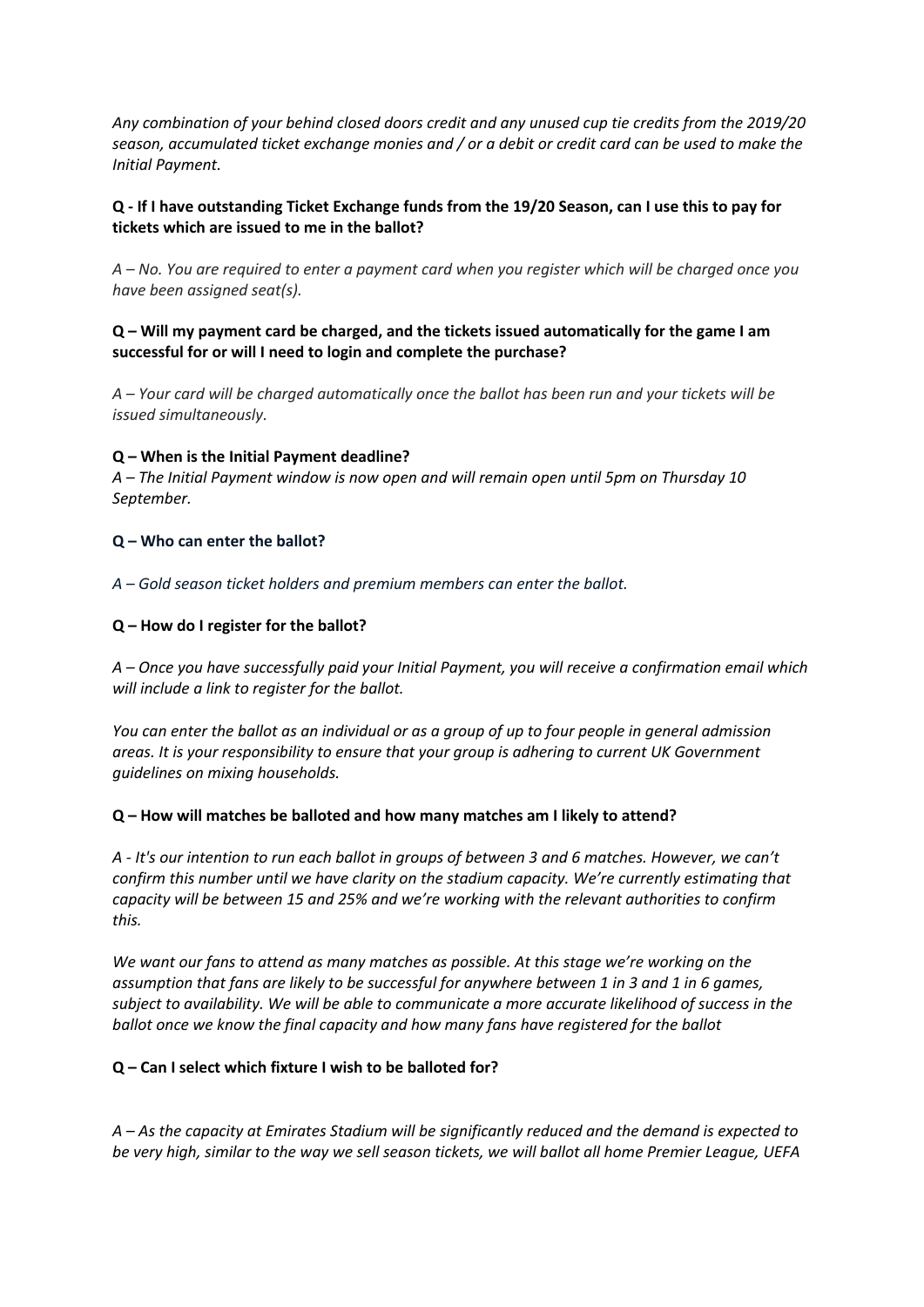*Any combination of your behind closed doors credit and any unused cup tie credits from the 2019/20 season, accumulated ticket exchange monies and / or a debit or credit card can be used to make the Initial Payment.*

**Q - If I have outstanding Ticket Exchange funds from the 19/20 Season, can I use this to pay for tickets which are issued to me in the ballot?**

*A – No. You are required to enter a payment card when you register which will be charged once you have been assigned seat(s).*

**Q – Will my payment card be charged, and the tickets issued automatically for the game I am successful for or will I need to login and complete the purchase?**

*A – Your card will be charged automatically once the ballot has been run and your tickets will be issued simultaneously.*

**Q – When is the Initial Payment deadline?**

*A – The Initial Payment window is now open and will remain open until 5pm on Thursday 10 September.*

**Q – Who can enter the ballot?**

*A – Gold season ticket holders and premium members can enter the ballot.*

**Q – How do I register for the ballot?**

*A – Once you have successfully paid your Initial Payment, you will receive a confirmation email which will include a link to register for the ballot.*

*You can enter the ballot as an individual or as a group of up to four people in general admission areas. It is your responsibility to ensure that your group is adhering to current UK Government guidelines on mixing households.*

**Q – How will matches be balloted and how many matches am I likely to attend?**

*A - It's our intention to run each ballot in groups of between 3 and 6 matches. However, we can't confirm this number until we have clarity on the stadium capacity. We're currently estimating that capacity will be between 15 and 25% and we're working with the relevant authorities to confirm this.*

*We want our fans to attend as many matches as possible. At this stage we're working on the assumption that fans are likely to be successful for anywhere between 1 in 3 and 1 in 6 games, subject to availability. We will be able to communicate a more accurate likelihood of success in the ballot once we know the final capacity and how many fans have registered for the ballot*

**Q – Can I select which fixture I wish to be balloted for?**

*A – As the capacity at Emirates Stadium will be significantly reduced and the demand is expected to be very high, similar to the way we sell season tickets, we will ballot all home Premier League, UEFA*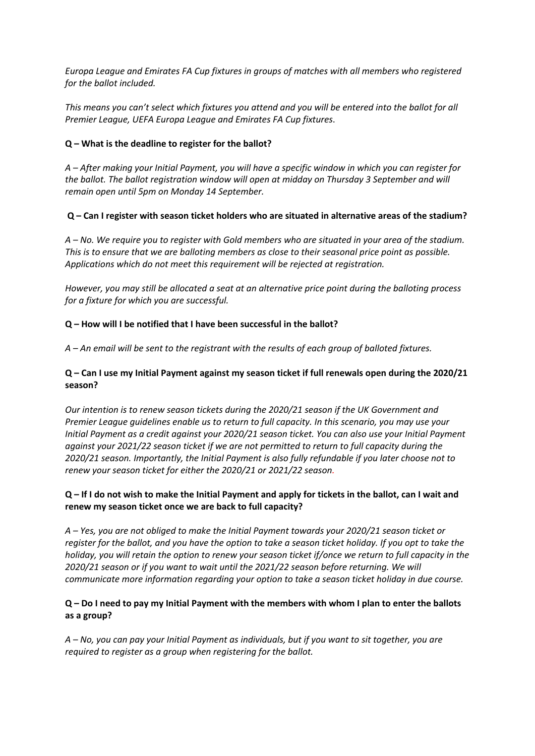*Europa League and Emirates FA Cup fixtures in groups of matches with all members who registered for the ballot included.*

*This means you can't select which fixtures you attend and you will be entered into the ballot for all Premier League, UEFA Europa League and Emirates FA Cup fixtures.*

**Q – What is the deadline to register for the ballot?**

*A – After making your Initial Payment, you will have a specific window in which you can register for the ballot. The ballot registration window will open at midday on Thursday 3 September and will remain open until 5pm on Monday 14 September.*

**Q – Can I register with season ticket holders who are situated in alternative areas of the stadium?**

*A – No. We require you to register with Gold members who are situated in your area of the stadium. This is to ensure that we are balloting members as close to their seasonal price point as possible. Applications which do not meet this requirement will be rejected at registration.*

*However, you may still be allocated a seat at an alternative price point during the balloting process for a fixture for which you are successful.*

**Q – How will I be notified that I have been successful in the ballot?**

*A – An email will be sent to the registrant with the results of each group of balloted fixtures.*

**Q – Can I use my Initial Payment against my season ticket if full renewals open during the 2020/21 season?**

*Our intention is to renew season tickets during the 2020/21 season if the UK Government and Premier League guidelines enable us to return to full capacity. In this scenario, you may use your Initial Payment as a credit against your 2020/21 season ticket. You can also use your Initial Payment against your 2021/22 season ticket if we are not permitted to return to full capacity during the 2020/21 season. Importantly, the Initial Payment is also fully refundable if you later choose not to renew your season ticket for either the 2020/21 or 2021/22 season.*

**Q – If I do not wish to make the Initial Payment and apply for tickets in the ballot, can I wait and renew my season ticket once we are back to full capacity?**

*A – Yes, you are not obliged to make the Initial Payment towards your 2020/21 season ticket or register for the ballot, and you have the option to take a season ticket holiday. If you opt to take the holiday, you will retain the option to renew your season ticket if/once we return to full capacity in the 2020/21 season or if you want to wait until the 2021/22 season before returning. We will communicate more information regarding your option to take a season ticket holiday in due course.*

**Q – Do I need to pay my Initial Payment with the members with whom I plan to enter the ballots as a group?**

*A – No, you can pay your Initial Payment as individuals, but if you want to sit together, you are required to register as a group when registering for the ballot.*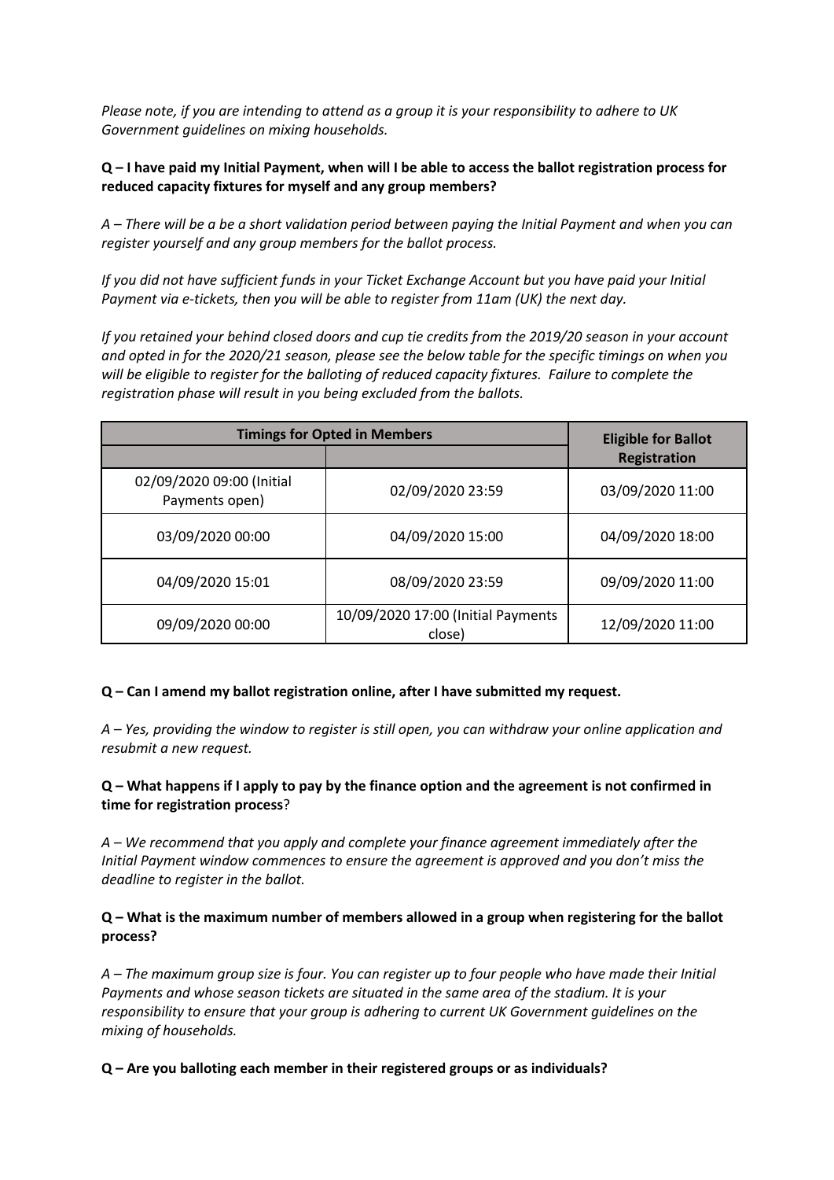*Please note, if you are intending to attend as a group it is your responsibility to adhere to UK Government guidelines on mixing households.*

**Q – I have paid my Initial Payment, when will I be able to access the ballot registration process for reduced capacity fixtures for myself and any group members?**

*A – There will be a be a short validation period between paying the Initial Payment and when you can register yourself and any group members for the ballot process.*

*If you did not have sufficient funds in your Ticket Exchange Account but you have paid your Initial Payment via e-tickets, then you will be able to register from 11am (UK) the next day.*

*If you retained your behind closed doors and cup tie credits from the 2019/20 season in your account and opted in for the 2020/21 season, please see the below table for the specific timings on when you will be eligible to register for the balloting of reduced capacity fixtures. Failure to complete the registration phase will result in you being excluded from the ballots.*

| Timings for Opted in Members | | Eligible for Ballot Registration |
|---|---|---|
| 02/09/2020 09:00 (Initial Payments open) | 02/09/2020 23:59 | 03/09/2020 11:00 |
| 03/09/2020 00:00 | 04/09/2020 15:00 | 04/09/2020 18:00 |
| 04/09/2020 15:01 | 08/09/2020 23:59 | 09/09/2020 11:00 |
| 09/09/2020 00:00 | 10/09/2020 17:00 (Initial Payments close) | 12/09/2020 11:00 |

**Q – Can I amend my ballot registration online, after I have submitted my request.**

*A – Yes, providing the window to register is still open, you can withdraw your online application and resubmit a new request.*

**Q – What happens if I apply to pay by the finance option and the agreement is not confirmed in time for registration process**?

*A – We recommend that you apply and complete your finance agreement immediately after the Initial Payment window commences to ensure the agreement is approved and you don't miss the deadline to register in the ballot.*

**Q – What is the maximum number of members allowed in a group when registering for the ballot process?**

*A – The maximum group size is four. You can register up to four people who have made their Initial Payments and whose season tickets are situated in the same area of the stadium. It is your responsibility to ensure that your group is adhering to current UK Government guidelines on the mixing of households.*

**Q – Are you balloting each member in their registered groups or as individuals?**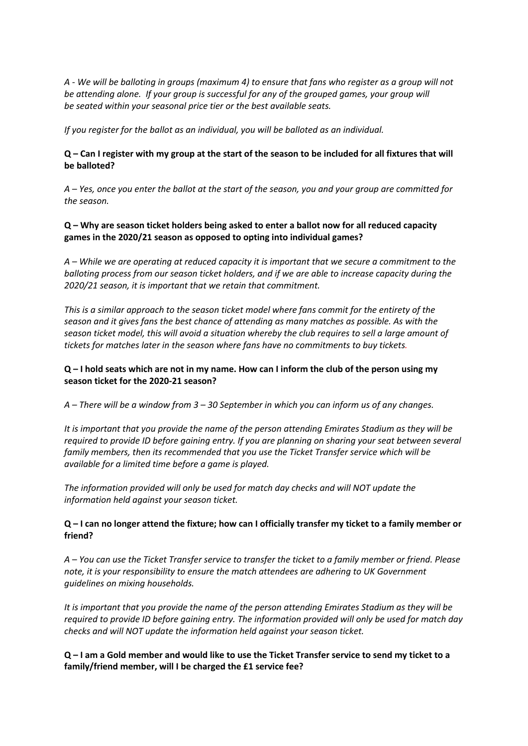*A - We will be balloting in groups (maximum 4) to ensure that fans who register as a group will not be attending alone. If your group is successful for any of the grouped games, your group will be seated within your seasonal price tier or the best available seats.*

*If you register for the ballot as an individual, you will be balloted as an individual.*

**Q – Can I register with my group at the start of the season to be included for all fixtures that will be balloted?**

*A – Yes, once you enter the ballot at the start of the season, you and your group are committed for the season.*

**Q – Why are season ticket holders being asked to enter a ballot now for all reduced capacity games in the 2020/21 season as opposed to opting into individual games?**

*A – While we are operating at reduced capacity it is important that we secure a commitment to the balloting process from our season ticket holders, and if we are able to increase capacity during the 2020/21 season, it is important that we retain that commitment.*

*This is a similar approach to the season ticket model where fans commit for the entirety of the season and it gives fans the best chance of attending as many matches as possible. As with the season ticket model, this will avoid a situation whereby the club requires to sell a large amount of tickets for matches later in the season where fans have no commitments to buy tickets.*

**Q – I hold seats which are not in my name. How can I inform the club of the person using my season ticket for the 2020-21 season?**

*A – There will be a window from 3 – 30 September in which you can inform us of any changes.*

*It is important that you provide the name of the person attending Emirates Stadium as they will be required to provide ID before gaining entry. If you are planning on sharing your seat between several family members, then its recommended that you use the Ticket Transfer service which will be available for a limited time before a game is played.*

*The information provided will only be used for match day checks and will NOT update the information held against your season ticket.*

**Q – I can no longer attend the fixture; how can I officially transfer my ticket to a family member or friend?**

*A – You can use the Ticket Transfer service to transfer the ticket to a family member or friend. Please note, it is your responsibility to ensure the match attendees are adhering to UK Government guidelines on mixing households.*

*It is important that you provide the name of the person attending Emirates Stadium as they will be required to provide ID before gaining entry. The information provided will only be used for match day checks and will NOT update the information held against your season ticket.*

**Q – I am a Gold member and would like to use the Ticket Transfer service to send my ticket to a family/friend member, will I be charged the £1 service fee?**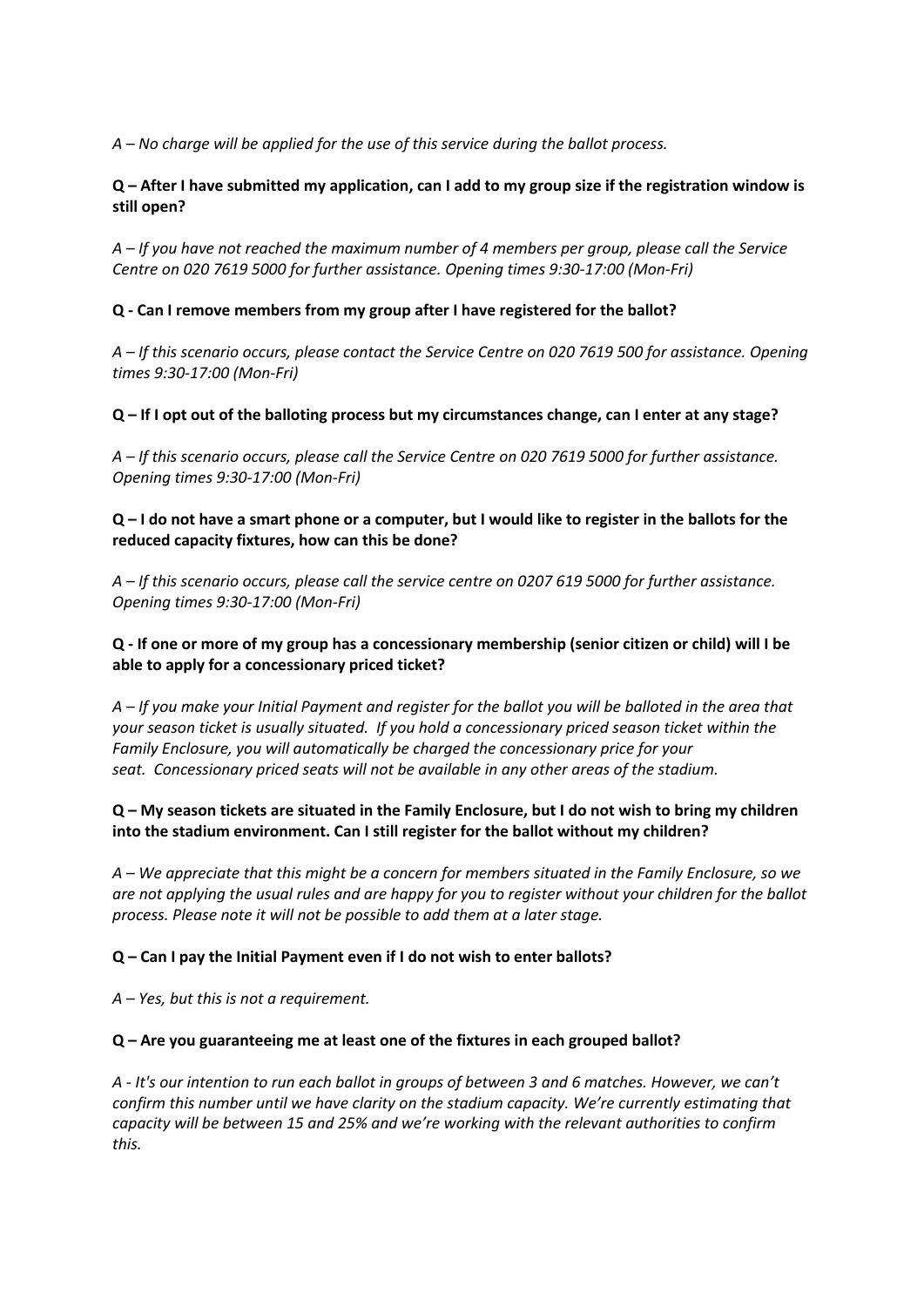*A – No charge will be applied for the use of this service during the ballot process.*

**Q – After I have submitted my application, can I add to my group size if the registration window is still open?**

*A – If you have not reached the maximum number of 4 members per group, please call the Service Centre on 020 7619 5000 for further assistance. Opening times 9:30-17:00 (Mon-Fri)*

**Q - Can I remove members from my group after I have registered for the ballot?**

*A – If this scenario occurs, please contact the Service Centre on 020 7619 500 for assistance. Opening times 9:30-17:00 (Mon-Fri)*

**Q – If I opt out of the balloting process but my circumstances change, can I enter at any stage?**

*A – If this scenario occurs, please call the Service Centre on 020 7619 5000 for further assistance. Opening times 9:30-17:00 (Mon-Fri)*

**Q – I do not have a smart phone or a computer, but I would like to register in the ballots for the reduced capacity fixtures, how can this be done?**

*A – If this scenario occurs, please call the service centre on 0207 619 5000 for further assistance. Opening times 9:30-17:00 (Mon-Fri)*

**Q - If one or more of my group has a concessionary membership (senior citizen or child) will I be able to apply for a concessionary priced ticket?**

*A – If you make your Initial Payment and register for the ballot you will be balloted in the area that your season ticket is usually situated. If you hold a concessionary priced season ticket within the Family Enclosure, you will automatically be charged the concessionary price for your seat. Concessionary priced seats will not be available in any other areas of the stadium.*

**Q – My season tickets are situated in the Family Enclosure, but I do not wish to bring my children into the stadium environment. Can I still register for the ballot without my children?**

*A – We appreciate that this might be a concern for members situated in the Family Enclosure, so we are not applying the usual rules and are happy for you to register without your children for the ballot process. Please note it will not be possible to add them at a later stage.*

**Q – Can I pay the Initial Payment even if I do not wish to enter ballots?**

*A – Yes, but this is not a requirement.*

**Q – Are you guaranteeing me at least one of the fixtures in each grouped ballot?**

*A - It's our intention to run each ballot in groups of between 3 and 6 matches. However, we can't confirm this number until we have clarity on the stadium capacity. We're currently estimating that capacity will be between 15 and 25% and we're working with the relevant authorities to confirm this.*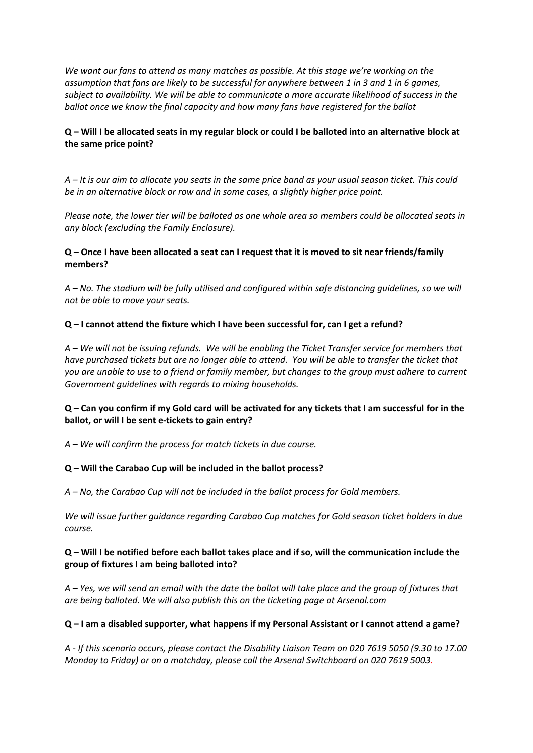*We want our fans to attend as many matches as possible. At this stage we're working on the assumption that fans are likely to be successful for anywhere between 1 in 3 and 1 in 6 games, subject to availability. We will be able to communicate a more accurate likelihood of success in the ballot once we know the final capacity and how many fans have registered for the ballot*

**Q – Will I be allocated seats in my regular block or could I be balloted into an alternative block at the same price point?**

*A – It is our aim to allocate you seats in the same price band as your usual season ticket. This could be in an alternative block or row and in some cases, a slightly higher price point.*

*Please note, the lower tier will be balloted as one whole area so members could be allocated seats in any block (excluding the Family Enclosure).*

**Q – Once I have been allocated a seat can I request that it is moved to sit near friends/family members?**

*A – No. The stadium will be fully utilised and configured within safe distancing guidelines, so we will not be able to move your seats.*

**Q – I cannot attend the fixture which I have been successful for, can I get a refund?**

*A – We will not be issuing refunds. We will be enabling the Ticket Transfer service for members that have purchased tickets but are no longer able to attend. You will be able to transfer the ticket that you are unable to use to a friend or family member, but changes to the group must adhere to current Government guidelines with regards to mixing households.*

**Q – Can you confirm if my Gold card will be activated for any tickets that I am successful for in the ballot, or will I be sent e-tickets to gain entry?**

*A – We will confirm the process for match tickets in due course.*

**Q – Will the Carabao Cup will be included in the ballot process?**

*A – No, the Carabao Cup will not be included in the ballot process for Gold members.*

*We will issue further guidance regarding Carabao Cup matches for Gold season ticket holders in due course.*

**Q – Will I be notified before each ballot takes place and if so, will the communication include the group of fixtures I am being balloted into?**

*A – Yes, we will send an email with the date the ballot will take place and the group of fixtures that are being balloted. We will also publish this on the ticketing page at Arsenal.com*

**Q – I am a disabled supporter, what happens if my Personal Assistant or I cannot attend a game?**

*A - If this scenario occurs, please contact the Disability Liaison Team on 020 7619 5050 (9.30 to 17.00 Monday to Friday) or on a matchday, please call the Arsenal Switchboard on 020 7619 5003.*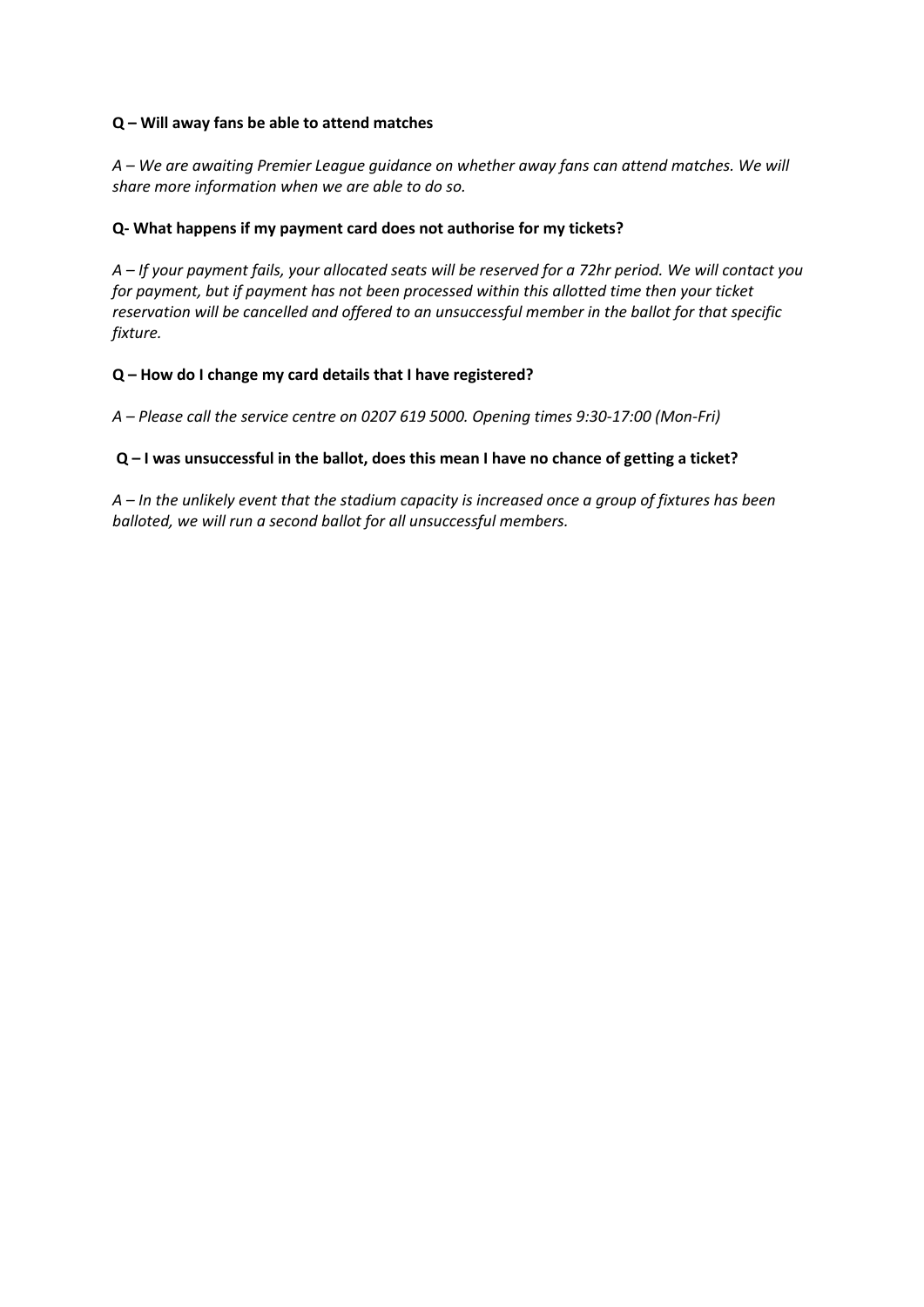**Q – Will away fans be able to attend matches**

*A – We are awaiting Premier League guidance on whether away fans can attend matches. We will share more information when we are able to do so.*

**Q- What happens if my payment card does not authorise for my tickets?**

*A – If your payment fails, your allocated seats will be reserved for a 72hr period. We will contact you for payment, but if payment has not been processed within this allotted time then your ticket reservation will be cancelled and offered to an unsuccessful member in the ballot for that specific fixture.*

**Q – How do I change my card details that I have registered?**

*A – Please call the service centre on 0207 619 5000. Opening times 9:30-17:00 (Mon-Fri)*

**Q – I was unsuccessful in the ballot, does this mean I have no chance of getting a ticket?**

*A – In the unlikely event that the stadium capacity is increased once a group of fixtures has been balloted, we will run a second ballot for all unsuccessful members.*